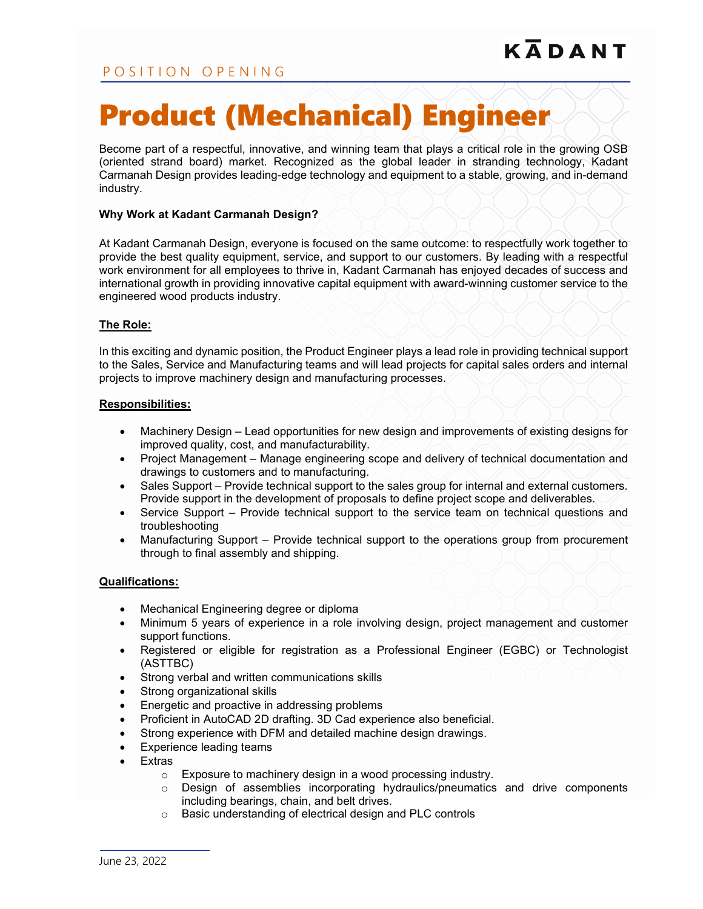KĀDANT

POSITION OPENING

# Product (Mechanical) Engineer

Become part of a respectful, innovative, and winning team that plays a critical role in the growing OSB (oriented strand board) market. Recognized as the global leader in stranding technology, Kadant Carmanah Design provides leading-edge technology and equipment to a stable, growing, and in-demand industry.

**Why Work at Kadant Carmanah Design?**

At Kadant Carmanah Design, everyone is focused on the same outcome: to respectfully work together to provide the best quality equipment, service, and support to our customers. By leading with a respectful work environment for all employees to thrive in, Kadant Carmanah has enjoyed decades of success and international growth in providing innovative capital equipment with award-winning customer service to the engineered wood products industry.

**The Role:**

In this exciting and dynamic position, the Product Engineer plays a lead role in providing technical support to the Sales, Service and Manufacturing teams and will lead projects for capital sales orders and internal projects to improve machinery design and manufacturing processes.

**Responsibilities:**

- Machinery Design – Lead opportunities for new design and improvements of existing designs for improved quality, cost, and manufacturability.
- Project Management – Manage engineering scope and delivery of technical documentation and drawings to customers and to manufacturing.
- Sales Support – Provide technical support to the sales group for internal and external customers. Provide support in the development of proposals to define project scope and deliverables.
- Service Support – Provide technical support to the service team on technical questions and troubleshooting
- Manufacturing Support – Provide technical support to the operations group from procurement through to final assembly and shipping.

**Qualifications:**

- Mechanical Engineering degree or diploma
- Minimum 5 years of experience in a role involving design, project management and customer support functions.
- Registered or eligible for registration as a Professional Engineer (EGBC) or Technologist (ASTTBC)
- Strong verbal and written communications skills
- Strong organizational skills
- Energetic and proactive in addressing problems
- Proficient in AutoCAD 2D drafting. 3D Cad experience also beneficial.
- Strong experience with DFM and detailed machine design drawings.
- Experience leading teams
- Extras
  - Exposure to machinery design in a wood processing industry.
  - Design of assemblies incorporating hydraulics/pneumatics and drive components including bearings, chain, and belt drives.
  - Basic understanding of electrical design and PLC controls

June 23, 2022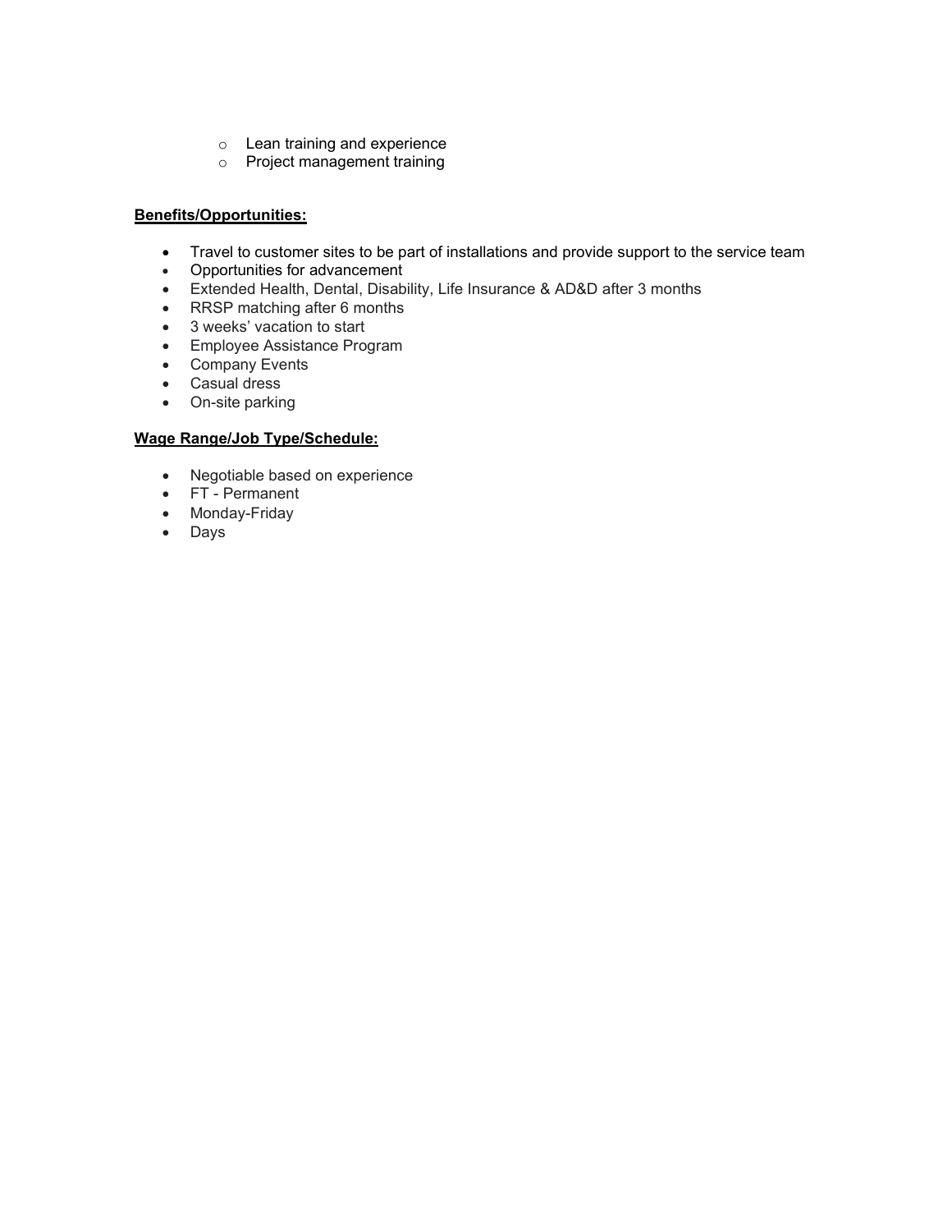- Lean training and experience
  - Project management training

**Benefits/Opportunities:**

- Travel to customer sites to be part of installations and provide support to the service team
- Opportunities for advancement
- Extended Health, Dental, Disability, Life Insurance & AD&D after 3 months
- RRSP matching after 6 months
- 3 weeks' vacation to start
- Employee Assistance Program
- Company Events
- Casual dress
- On-site parking

**Wage Range/Job Type/Schedule:**

- Negotiable based on experience
- FT - Permanent
- Monday-Friday
- Days